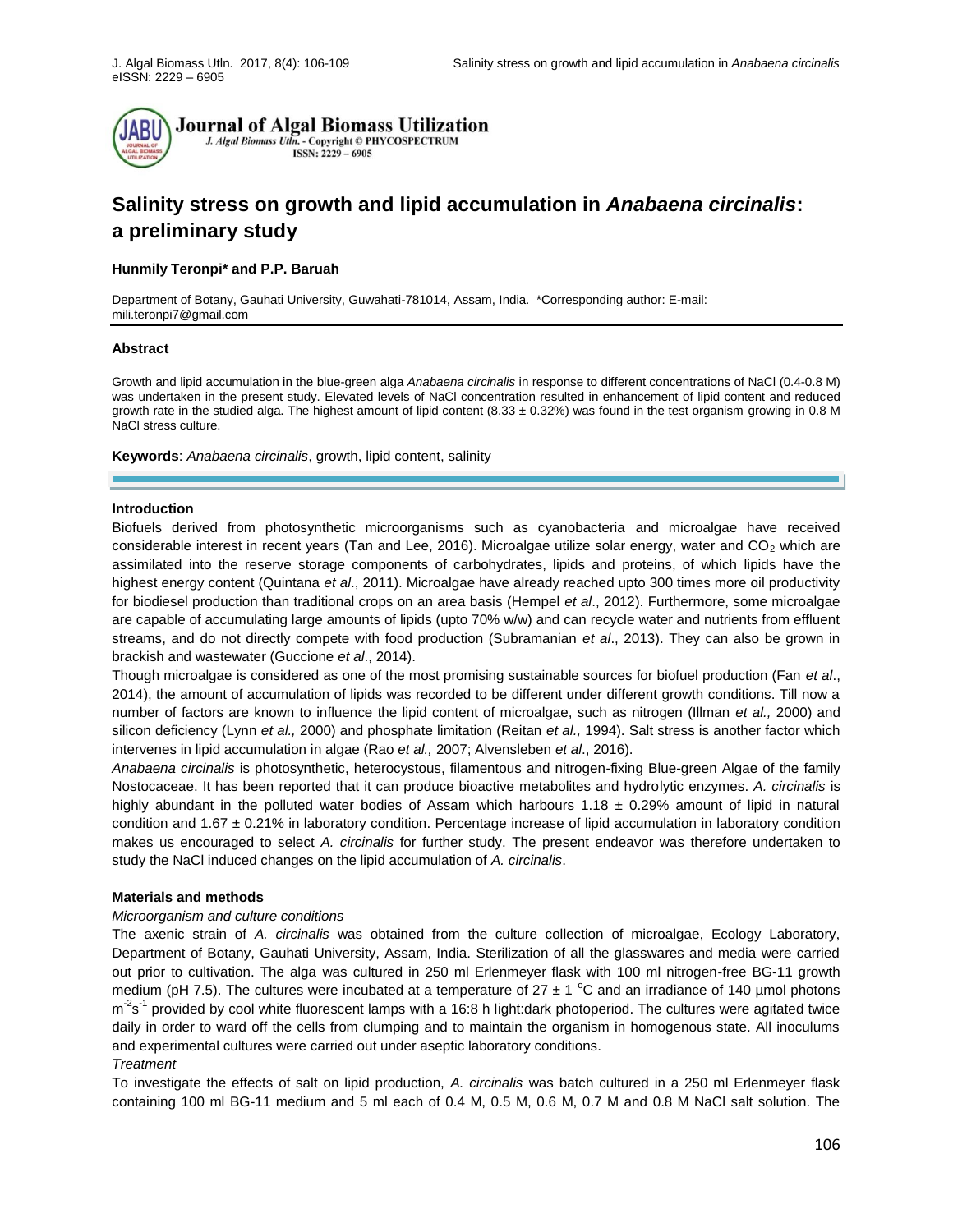# Salinity stress on growth and lipid accumulation in *Anabaena circinalis*: a preliminary study

**Hunmily Teronpi\* and P.P. Baruah**

Department of Botany, Gauhati University, Guwahati-781014, Assam, India. \*Corresponding author: E-mail: mili.teronpi7@gmail.com

## Abstract

Growth and lipid accumulation in the blue-green alga *Anabaena circinalis* in response to different concentrations of NaCl (0.4-0.8 M) was undertaken in the present study. Elevated levels of NaCl concentration resulted in enhancement of lipid content and reduced growth rate in the studied alga. The highest amount of lipid content (8.33 ± 0.32%) was found in the test organism growing in 0.8 M NaCl stress culture.

**Keywords**: *Anabaena circinalis*, growth, lipid content, salinity

## Introduction

Biofuels derived from photosynthetic microorganisms such as cyanobacteria and microalgae have received considerable interest in recent years (Tan and Lee, 2016). Microalgae utilize solar energy, water and $CO_2$ which are assimilated into the reserve storage components of carbohydrates, lipids and proteins, of which lipids have the highest energy content (Quintana *et al*., 2011). Microalgae have already reached upto 300 times more oil productivity for biodiesel production than traditional crops on an area basis (Hempel *et al*., 2012). Furthermore, some microalgae are capable of accumulating large amounts of lipids (upto 70% w/w) and can recycle water and nutrients from effluent streams, and do not directly compete with food production (Subramanian *et al*., 2013). They can also be grown in brackish and wastewater (Guccione *et al*., 2014).

Though microalgae is considered as one of the most promising sustainable sources for biofuel production (Fan *et al*., 2014), the amount of accumulation of lipids was recorded to be different under different growth conditions. Till now a number of factors are known to influence the lipid content of microalgae, such as nitrogen (Illman *et al.,* 2000) and silicon deficiency (Lynn *et al.,* 2000) and phosphate limitation (Reitan *et al.,* 1994). Salt stress is another factor which intervenes in lipid accumulation in algae (Rao *et al.,* 2007; Alvensleben *et al*., 2016).

*Anabaena circinalis* is photosynthetic, heterocystous, filamentous and nitrogen-fixing Blue-green Algae of the family Nostocaceae. It has been reported that it can produce bioactive metabolites and hydrolytic enzymes. *A. circinalis* is highly abundant in the polluted water bodies of Assam which harbours 1.18 ± 0.29% amount of lipid in natural condition and 1.67 ± 0.21% in laboratory condition. Percentage increase of lipid accumulation in laboratory condition makes us encouraged to select *A. circinalis* for further study. The present endeavor was therefore undertaken to study the NaCl induced changes on the lipid accumulation of *A. circinalis*.

## Materials and methods

### *Microorganism and culture conditions*

The axenic strain of *A. circinalis* was obtained from the culture collection of microalgae, Ecology Laboratory, Department of Botany, Gauhati University, Assam, India. Sterilization of all the glasswares and media were carried out prior to cultivation. The alga was cultured in 250 ml Erlenmeyer flask with 100 ml nitrogen-free BG-11 growth medium (pH 7.5). The cultures were incubated at a temperature of 27 ± 1 °C and an irradiance of 140 µmol photons $m^{-2}s^{-1}$ provided by cool white fluorescent lamps with a 16:8 h light:dark photoperiod. The cultures were agitated twice daily in order to ward off the cells from clumping and to maintain the organism in homogenous state. All inoculums and experimental cultures were carried out under aseptic laboratory conditions.

### *Treatment*

To investigate the effects of salt on lipid production, *A. circinalis* was batch cultured in a 250 ml Erlenmeyer flask containing 100 ml BG-11 medium and 5 ml each of 0.4 M, 0.5 M, 0.6 M, 0.7 M and 0.8 M NaCl salt solution. The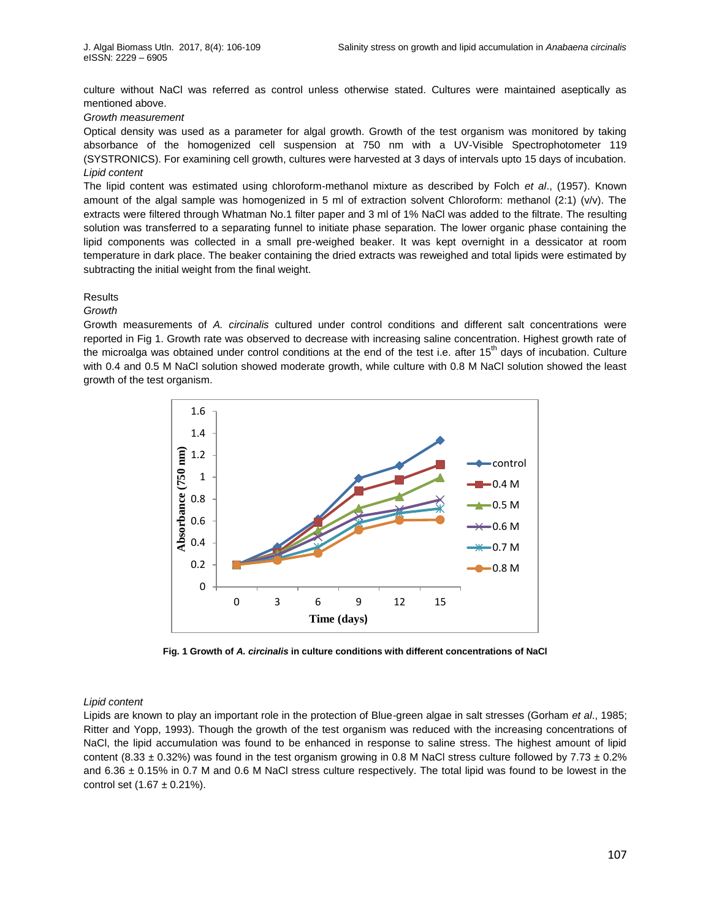culture without NaCl was referred as control unless otherwise stated. Cultures were maintained aseptically as mentioned above.

*Growth measurement*

Optical density was used as a parameter for algal growth. Growth of the test organism was monitored by taking absorbance of the homogenized cell suspension at 750 nm with a UV-Visible Spectrophotometer 119 (SYSTRONICS). For examining cell growth, cultures were harvested at 3 days of intervals upto 15 days of incubation.

*Lipid content*

The lipid content was estimated using chloroform-methanol mixture as described by Folch *et al*., (1957). Known amount of the algal sample was homogenized in 5 ml of extraction solvent Chloroform: methanol (2:1) (v/v). The extracts were filtered through Whatman No.1 filter paper and 3 ml of 1% NaCl was added to the filtrate. The resulting solution was transferred to a separating funnel to initiate phase separation. The lower organic phase containing the lipid components was collected in a small pre-weighed beaker. It was kept overnight in a dessicator at room temperature in dark place. The beaker containing the dried extracts was reweighed and total lipids were estimated by subtracting the initial weight from the final weight.

## Results

*Growth*

Growth measurements of *A. circinalis* cultured under control conditions and different salt concentrations were reported in Fig 1. Growth rate was observed to decrease with increasing saline concentration. Highest growth rate of the microalga was obtained under control conditions at the end of the test i.e. after 15$^{th}$ days of incubation. Culture with 0.4 and 0.5 M NaCl solution showed moderate growth, while culture with 0.8 M NaCl solution showed the least growth of the test organism.

**Fig. 1 Growth of *A. circinalis* in culture conditions with different concentrations of NaCl**

*Lipid content*

Lipids are known to play an important role in the protection of Blue-green algae in salt stresses (Gorham *et al*., 1985; Ritter and Yopp, 1993). Though the growth of the test organism was reduced with the increasing concentrations of NaCl, the lipid accumulation was found to be enhanced in response to saline stress. The highest amount of lipid content (8.33 ± 0.32%) was found in the test organism growing in 0.8 M NaCl stress culture followed by 7.73 ± 0.2% and 6.36 ± 0.15% in 0.7 M and 0.6 M NaCl stress culture respectively. The total lipid was found to be lowest in the control set (1.67 ± 0.21%).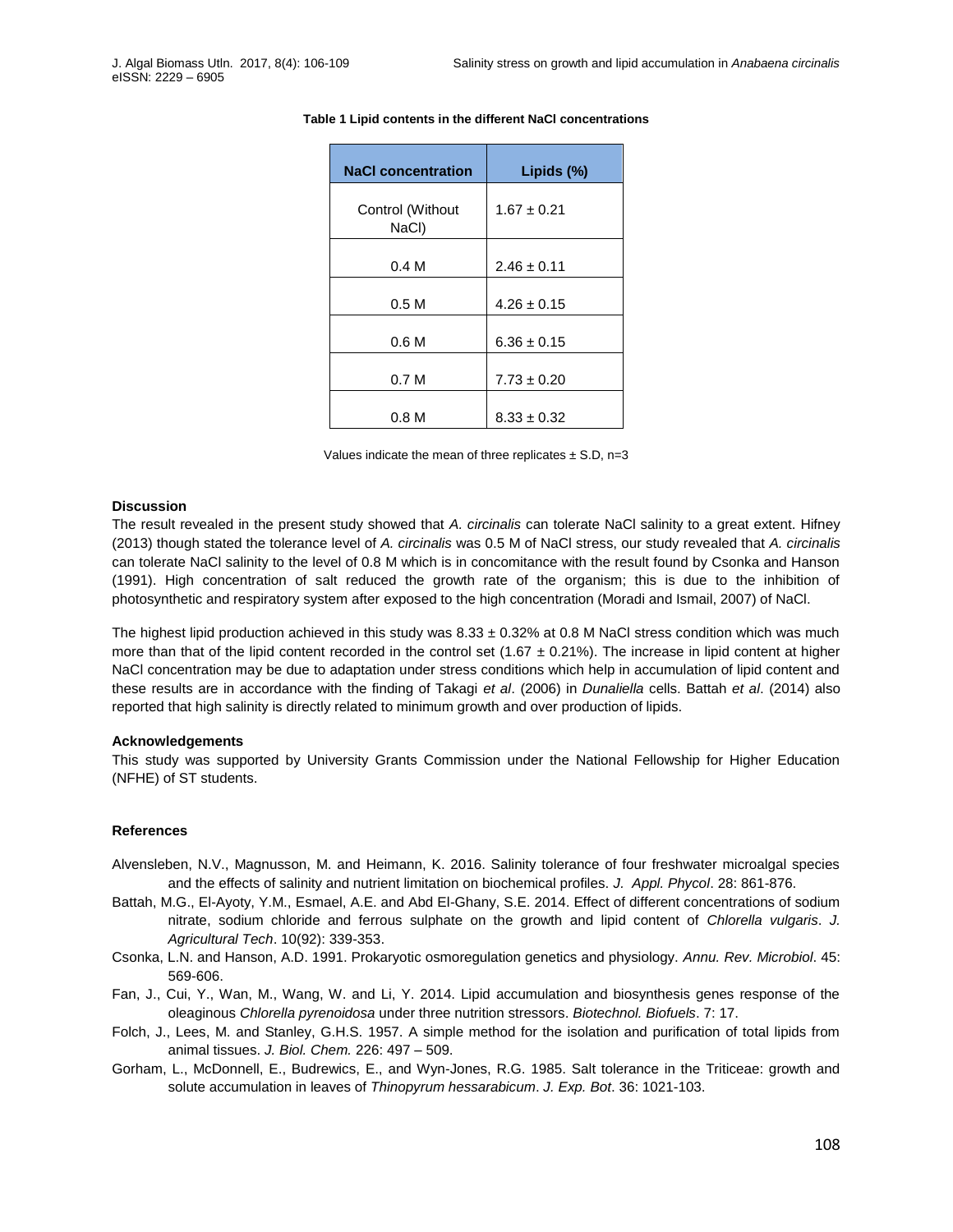**Table 1 Lipid contents in the different NaCl concentrations**

| NaCl concentration | Lipids (%) |
|---|---|
| Control (Without NaCl) | 1.67 ± 0.21 |
| 0.4 M | 2.46 ± 0.11 |
| 0.5 M | 4.26 ± 0.15 |
| 0.6 M | 6.36 ± 0.15 |
| 0.7 M | 7.73 ± 0.20 |
| 0.8 M | 8.33 ± 0.32 |

Values indicate the mean of three replicates ± S.D, n=3

### Discussion

The result revealed in the present study showed that *A. circinalis* can tolerate NaCl salinity to a great extent. Hifney (2013) though stated the tolerance level of *A. circinalis* was 0.5 M of NaCl stress, our study revealed that *A. circinalis* can tolerate NaCl salinity to the level of 0.8 M which is in concomitance with the result found by Csonka and Hanson (1991). High concentration of salt reduced the growth rate of the organism; this is due to the inhibition of photosynthetic and respiratory system after exposed to the high concentration (Moradi and Ismail, 2007) of NaCl.

The highest lipid production achieved in this study was 8.33 ± 0.32% at 0.8 M NaCl stress condition which was much more than that of the lipid content recorded in the control set (1.67 ± 0.21%). The increase in lipid content at higher NaCl concentration may be due to adaptation under stress conditions which help in accumulation of lipid content and these results are in accordance with the finding of Takagi *et al*. (2006) in *Dunaliella* cells. Battah *et al*. (2014) also reported that high salinity is directly related to minimum growth and over production of lipids.

### Acknowledgements

This study was supported by University Grants Commission under the National Fellowship for Higher Education (NFHE) of ST students.

### References

Alvensleben, N.V., Magnusson, M. and Heimann, K. 2016. Salinity tolerance of four freshwater microalgal species and the effects of salinity and nutrient limitation on biochemical profiles. *J. Appl. Phycol*. 28: 861-876.

Battah, M.G., El-Ayoty, Y.M., Esmael, A.E. and Abd El-Ghany, S.E. 2014. Effect of different concentrations of sodium nitrate, sodium chloride and ferrous sulphate on the growth and lipid content of *Chlorella vulgaris*. *J. Agricultural Tech*. 10(92): 339-353.

Csonka, L.N. and Hanson, A.D. 1991. Prokaryotic osmoregulation genetics and physiology. *Annu. Rev. Microbiol*. 45: 569-606.

Fan, J., Cui, Y., Wan, M., Wang, W. and Li, Y. 2014. Lipid accumulation and biosynthesis genes response of the oleaginous *Chlorella pyrenoidosa* under three nutrition stressors. *Biotechnol. Biofuels*. 7: 17.

Folch, J., Lees, M. and Stanley, G.H.S. 1957. A simple method for the isolation and purification of total lipids from animal tissues. *J. Biol. Chem.* 226: 497 – 509.

Gorham, L., McDonnell, E., Budrewics, E., and Wyn-Jones, R.G. 1985. Salt tolerance in the Triticeae: growth and solute accumulation in leaves of *Thinopyrum hessarabicum*. *J. Exp. Bot*. 36: 1021-103.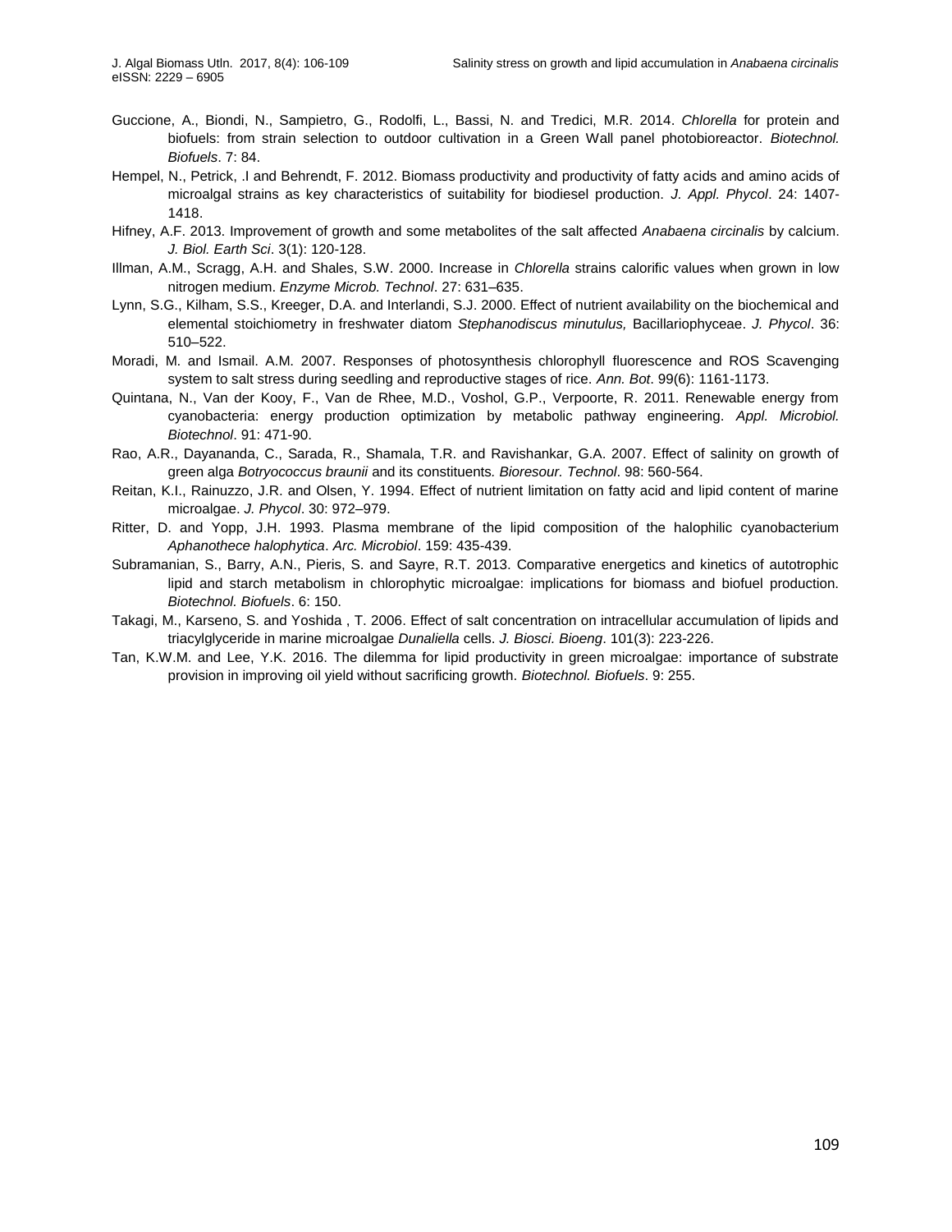Guccione, A., Biondi, N., Sampietro, G., Rodolfi, L., Bassi, N. and Tredici, M.R. 2014. *Chlorella* for protein and biofuels: from strain selection to outdoor cultivation in a Green Wall panel photobioreactor. *Biotechnol. Biofuels*. 7: 84.

Hempel, N., Petrick, .I and Behrendt, F. 2012. Biomass productivity and productivity of fatty acids and amino acids of microalgal strains as key characteristics of suitability for biodiesel production. *J. Appl. Phycol*. 24: 1407-1418.

Hifney, A.F. 2013. Improvement of growth and some metabolites of the salt affected *Anabaena circinalis* by calcium. *J. Biol. Earth Sci*. 3(1): 120-128.

Illman, A.M., Scragg, A.H. and Shales, S.W. 2000. Increase in *Chlorella* strains calorific values when grown in low nitrogen medium. *Enzyme Microb. Technol*. 27: 631–635.

Lynn, S.G., Kilham, S.S., Kreeger, D.A. and Interlandi, S.J. 2000. Effect of nutrient availability on the biochemical and elemental stoichiometry in freshwater diatom *Stephanodiscus minutulus,* Bacillariophyceae. *J. Phycol*. 36: 510–522.

Moradi, M. and Ismail. A.M. 2007. Responses of photosynthesis chlorophyll fluorescence and ROS Scavenging system to salt stress during seedling and reproductive stages of rice. *Ann. Bot*. 99(6): 1161-1173.

Quintana, N., Van der Kooy, F., Van de Rhee, M.D., Voshol, G.P., Verpoorte, R. 2011. Renewable energy from cyanobacteria: energy production optimization by metabolic pathway engineering. *Appl. Microbiol. Biotechnol*. 91: 471-90.

Rao, A.R., Dayananda, C., Sarada, R., Shamala, T.R. and Ravishankar, G.A. 2007. Effect of salinity on growth of green alga *Botryococcus braunii* and its constituents*. Bioresour. Technol*. 98: 560-564.

Reitan, K.I., Rainuzzo, J.R. and Olsen, Y. 1994. Effect of nutrient limitation on fatty acid and lipid content of marine microalgae. *J. Phycol*. 30: 972–979.

Ritter, D. and Yopp, J.H. 1993. Plasma membrane of the lipid composition of the halophilic cyanobacterium *Aphanothece halophytica*. *Arc. Microbiol*. 159: 435-439.

Subramanian, S., Barry, A.N., Pieris, S. and Sayre, R.T. 2013. Comparative energetics and kinetics of autotrophic lipid and starch metabolism in chlorophytic microalgae: implications for biomass and biofuel production. *Biotechnol. Biofuels*. 6: 150.

Takagi, M., Karseno, S. and Yoshida , T. 2006. Effect of salt concentration on intracellular accumulation of lipids and triacylglyceride in marine microalgae *Dunaliella* cells. *J. Biosci. Bioeng*. 101(3): 223-226.

Tan, K.W.M. and Lee, Y.K. 2016. The dilemma for lipid productivity in green microalgae: importance of substrate provision in improving oil yield without sacrificing growth. *Biotechnol. Biofuels*. 9: 255.